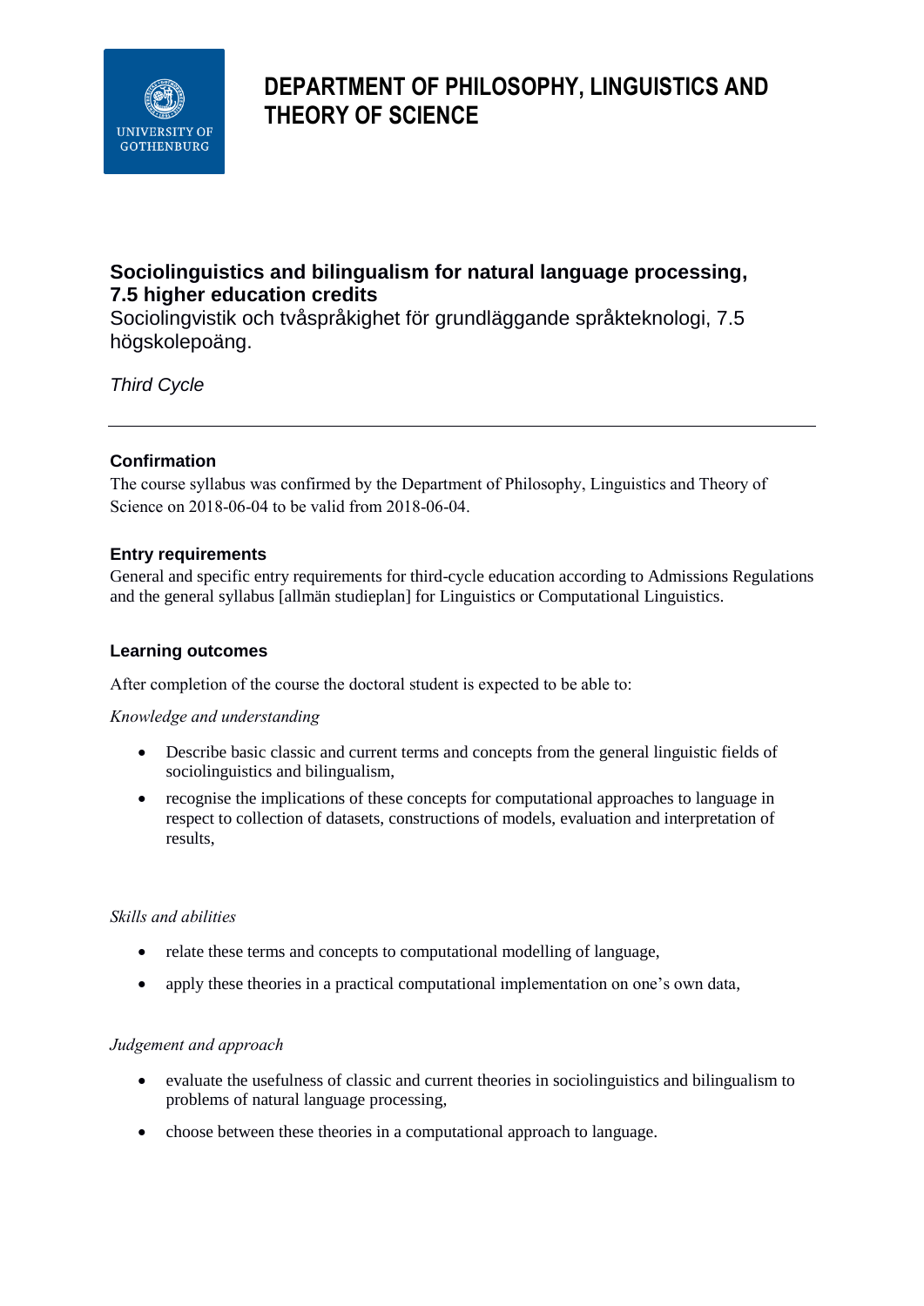# DEPARTMENT OF PHILOSOPHY, LINGUISTICS AND THEORY OF SCIENCE

## Sociolinguistics and bilingualism for natural language processing, 7.5 higher education credits

Sociolingvistik och tvåspråkighet för grundläggande språkteknologi, 7.5 högskolepoäng.

*Third Cycle*

---

### Confirmation

The course syllabus was confirmed by the Department of Philosophy, Linguistics and Theory of Science on 2018-06-04 to be valid from 2018-06-04.

### Entry requirements

General and specific entry requirements for third-cycle education according to Admissions Regulations and the general syllabus [allmän studieplan] for Linguistics or Computational Linguistics.

### Learning outcomes

After completion of the course the doctoral student is expected to be able to:

*Knowledge and understanding*

- Describe basic classic and current terms and concepts from the general linguistic fields of sociolinguistics and bilingualism,
- recognise the implications of these concepts for computational approaches to language in respect to collection of datasets, constructions of models, evaluation and interpretation of results,

*Skills and abilities*

- relate these terms and concepts to computational modelling of language,
- apply these theories in a practical computational implementation on one's own data,

*Judgement and approach*

- evaluate the usefulness of classic and current theories in sociolinguistics and bilingualism to problems of natural language processing,
- choose between these theories in a computational approach to language.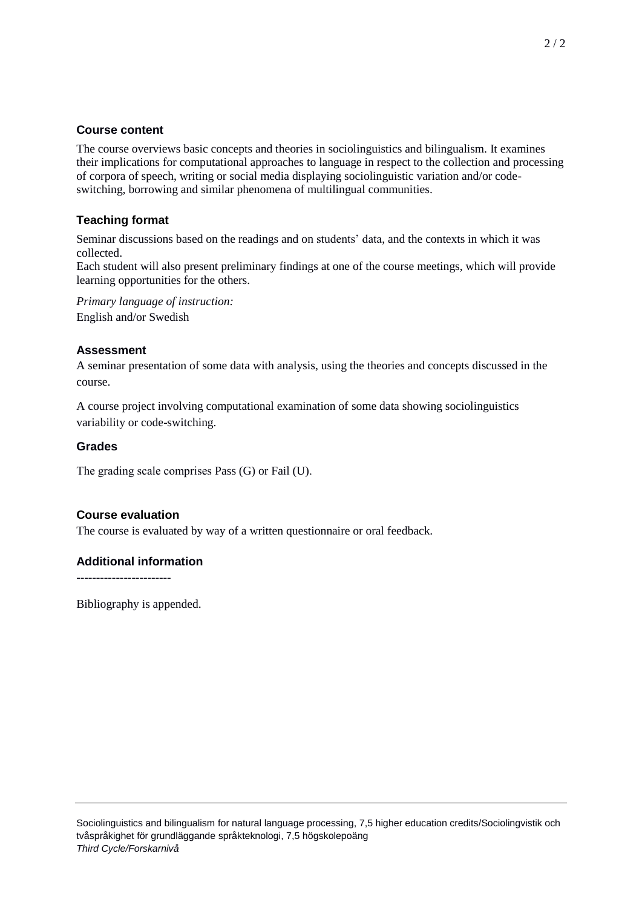## Course content

The course overviews basic concepts and theories in sociolinguistics and bilingualism. It examines their implications for computational approaches to language in respect to the collection and processing of corpora of speech, writing or social media displaying sociolinguistic variation and/or code-switching, borrowing and similar phenomena of multilingual communities.

## Teaching format

Seminar discussions based on the readings and on students' data, and the contexts in which it was collected.
Each student will also present preliminary findings at one of the course meetings, which will provide learning opportunities for the others.

*Primary language of instruction:*
English and/or Swedish

## Assessment

A seminar presentation of some data with analysis, using the theories and concepts discussed in the course.

A course project involving computational examination of some data showing sociolinguistics variability or code-switching.

## Grades

The grading scale comprises Pass (G) or Fail (U).

## Course evaluation

The course is evaluated by way of a written questionnaire or oral feedback.

## Additional information

------------------------

Bibliography is appended.